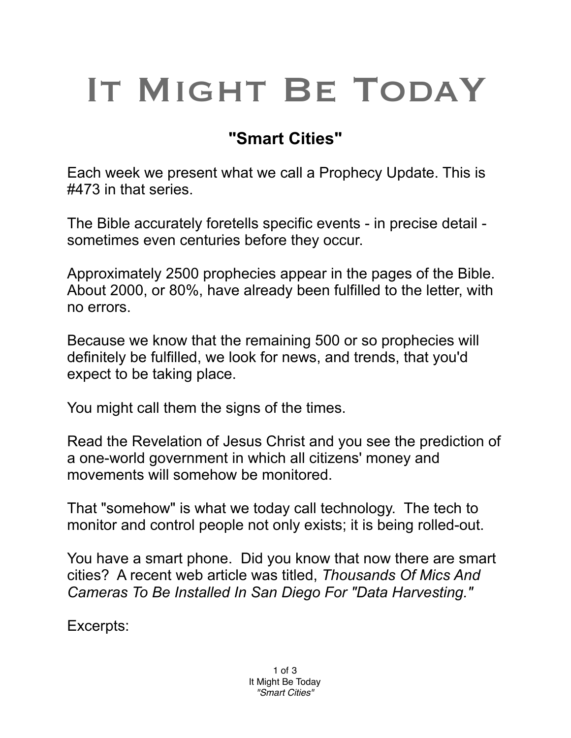# It Might Be Today

## "Smart Cities"

Each week we present what we call a Prophecy Update. This is #473 in that series.

The Bible accurately foretells specific events - in precise detail - sometimes even centuries before they occur.

Approximately 2500 prophecies appear in the pages of the Bible. About 2000, or 80%, have already been fulfilled to the letter, with no errors.

Because we know that the remaining 500 or so prophecies will definitely be fulfilled, we look for news, and trends, that you'd expect to be taking place.

You might call them the signs of the times.

Read the Revelation of Jesus Christ and you see the prediction of a one-world government in which all citizens' money and movements will somehow be monitored.

That "somehow" is what we today call technology. The tech to monitor and control people not only exists; it is being rolled-out.

You have a smart phone. Did you know that now there are smart cities? A recent web article was titled, *Thousands Of Mics And Cameras To Be Installed In San Diego For "Data Harvesting."*

Excerpts: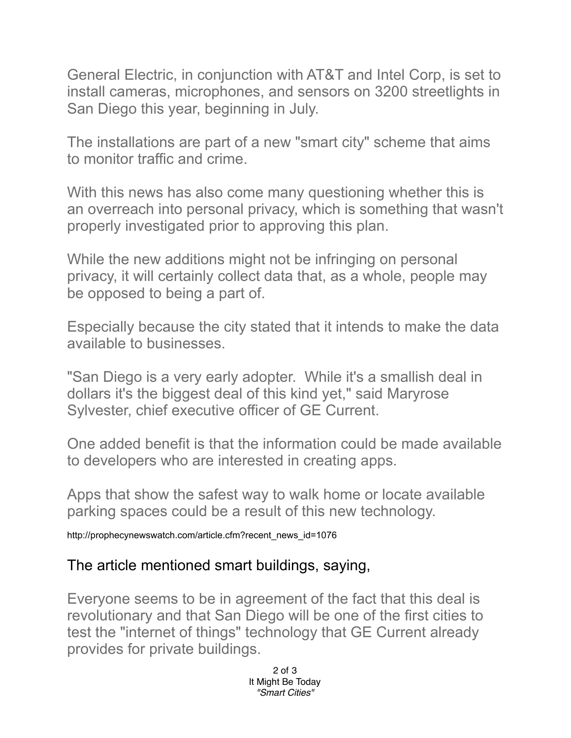General Electric, in conjunction with AT&T and Intel Corp, is set to install cameras, microphones, and sensors on 3200 streetlights in San Diego this year, beginning in July.

The installations are part of a new "smart city" scheme that aims to monitor traffic and crime.

With this news has also come many questioning whether this is an overreach into personal privacy, which is something that wasn't properly investigated prior to approving this plan.

While the new additions might not be infringing on personal privacy, it will certainly collect data that, as a whole, people may be opposed to being a part of.

Especially because the city stated that it intends to make the data available to businesses.

"San Diego is a very early adopter.  While it's a smallish deal in dollars it's the biggest deal of this kind yet," said Maryrose Sylvester, chief executive officer of GE Current.

One added benefit is that the information could be made available to developers who are interested in creating apps.

Apps that show the safest way to walk home or locate available parking spaces could be a result of this new technology.

http://prophecynewswatch.com/article.cfm?recent_news_id=1076

The article mentioned smart buildings, saying,

Everyone seems to be in agreement of the fact that this deal is revolutionary and that San Diego will be one of the first cities to test the "internet of things" technology that GE Current already provides for private buildings.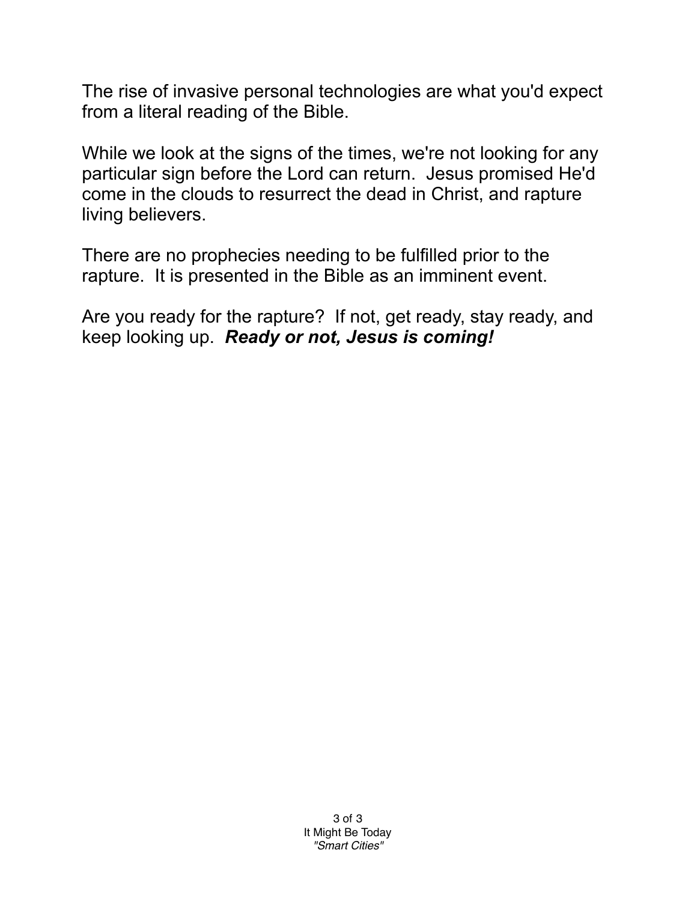The rise of invasive personal technologies are what you'd expect from a literal reading of the Bible.

While we look at the signs of the times, we're not looking for any particular sign before the Lord can return. Jesus promised He'd come in the clouds to resurrect the dead in Christ, and rapture living believers.

There are no prophecies needing to be fulfilled prior to the rapture. It is presented in the Bible as an imminent event.

Are you ready for the rapture? If not, get ready, stay ready, and keep looking up. ***Ready or not, Jesus is coming!***